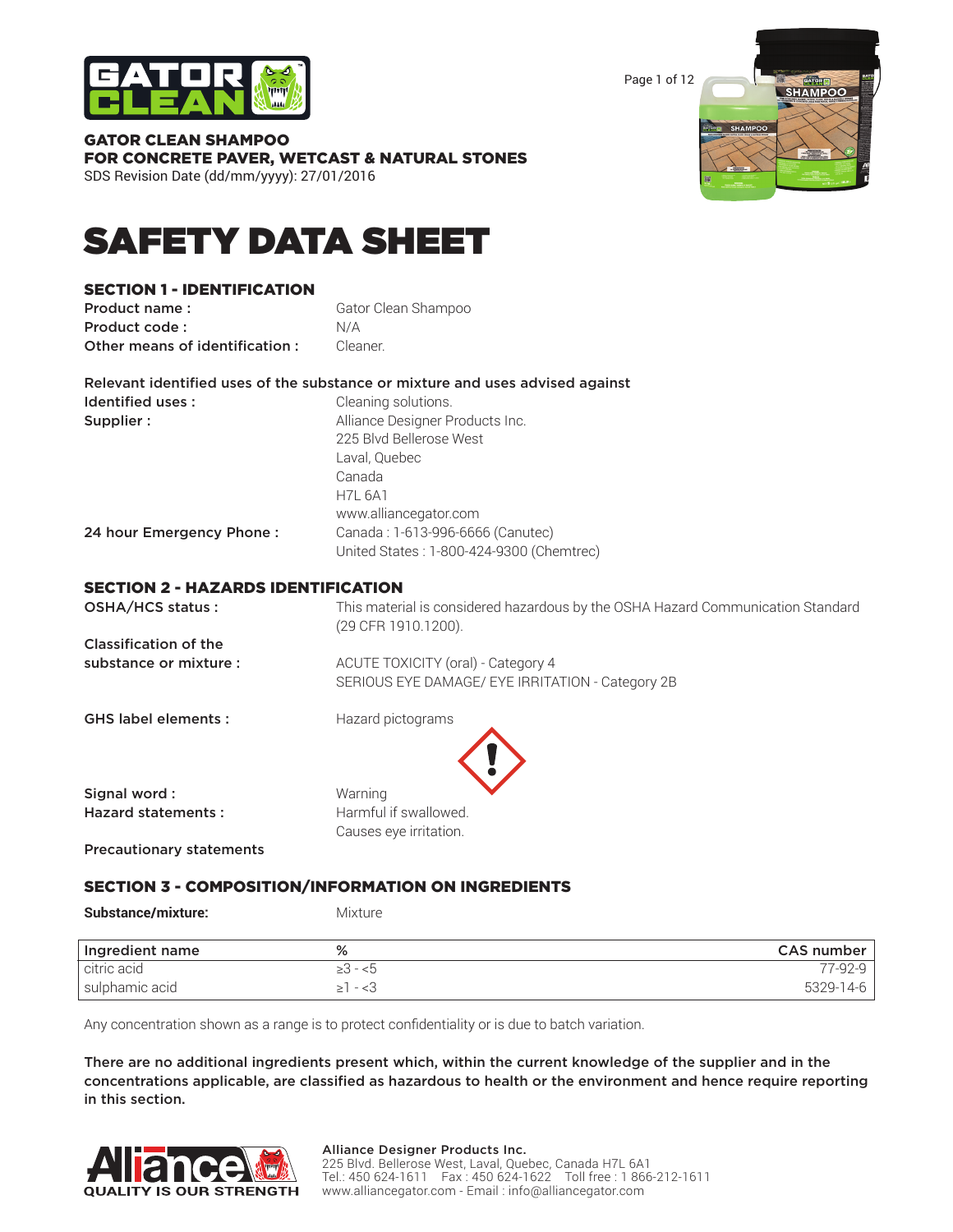GATOR CLEAN SHAMPOO
FOR CONCRETE PAVER, WETCAST & NATURAL STONES
SDS Revision Date (dd/mm/yyyy): 27/01/2016

# SAFETY DATA SHEET

## SECTION 1 - IDENTIFICATION

**Product name :** Gator Clean Shampoo
**Product code :** N/A
**Other means of identification :** Cleaner.

**Relevant identified uses of the substance or mixture and uses advised against**

**Identified uses :** Cleaning solutions.

**Supplier :** Alliance Designer Products Inc.
225 Blvd Bellerose West
Laval, Quebec
Canada
H7L 6A1
www.alliancegator.com

**24 hour Emergency Phone :** Canada : 1-613-996-6666 (Canutec)
United States : 1-800-424-9300 (Chemtrec)

## SECTION 2 - HAZARDS IDENTIFICATION

**OSHA/HCS status :** This material is considered hazardous by the OSHA Hazard Communication Standard (29 CFR 1910.1200).

**Classification of the substance or mixture :** ACUTE TOXICITY (oral) - Category 4
SERIOUS EYE DAMAGE/ EYE IRRITATION - Category 2B

**GHS label elements :** Hazard pictograms

**Signal word :** Warning

**Hazard statements :** Harmful if swallowed.
Causes eye irritation.

**Precautionary statements**

## SECTION 3 - COMPOSITION/INFORMATION ON INGREDIENTS

**Substance/mixture:** Mixture

| Ingredient name | % | CAS number |
|---|---|---|
| citric acid | ≥3 - <5 | 77-92-9 |
| sulphamic acid | ≥1 - <3 | 5329-14-6 |

Any concentration shown as a range is to protect confidentiality or is due to batch variation.

**There are no additional ingredients present which, within the current knowledge of the supplier and in the concentrations applicable, are classified as hazardous to health or the environment and hence require reporting in this section.**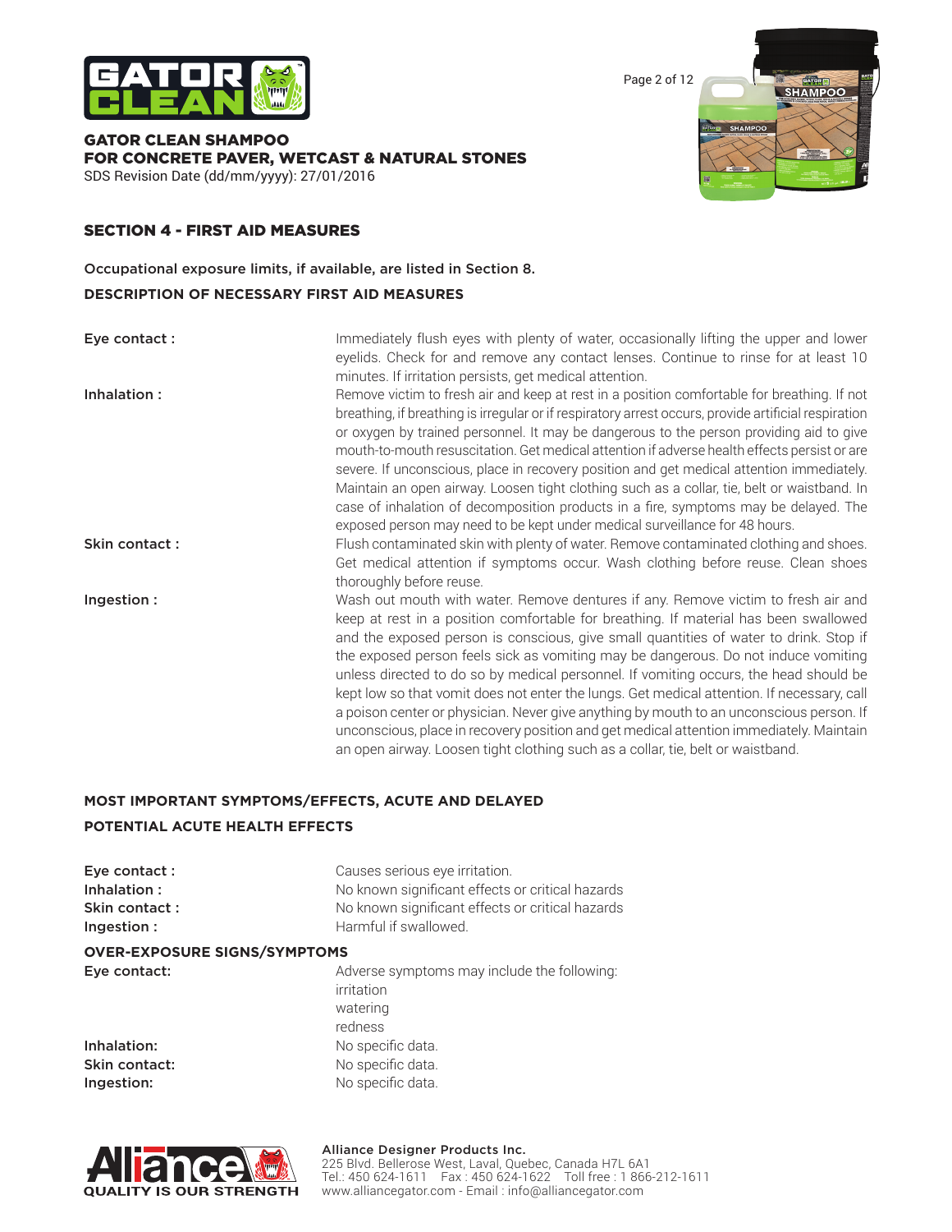## SECTION 4 - FIRST AID MEASURES

Occupational exposure limits, if available, are listed in Section 8.

**DESCRIPTION OF NECESSARY FIRST AID MEASURES**

| | |
|---|---|
| Eye contact : | Immediately flush eyes with plenty of water, occasionally lifting the upper and lower eyelids. Check for and remove any contact lenses. Continue to rinse for at least 10 minutes. If irritation persists, get medical attention. |
| Inhalation : | Remove victim to fresh air and keep at rest in a position comfortable for breathing. If not breathing, if breathing is irregular or if respiratory arrest occurs, provide artificial respiration or oxygen by trained personnel. It may be dangerous to the person providing aid to give mouth-to-mouth resuscitation. Get medical attention if adverse health effects persist or are severe. If unconscious, place in recovery position and get medical attention immediately. Maintain an open airway. Loosen tight clothing such as a collar, tie, belt or waistband. In case of inhalation of decomposition products in a fire, symptoms may be delayed. The exposed person may need to be kept under medical surveillance for 48 hours. |
| Skin contact : | Flush contaminated skin with plenty of water. Remove contaminated clothing and shoes. Get medical attention if symptoms occur. Wash clothing before reuse. Clean shoes thoroughly before reuse. |
| Ingestion : | Wash out mouth with water. Remove dentures if any. Remove victim to fresh air and keep at rest in a position comfortable for breathing. If material has been swallowed and the exposed person is conscious, give small quantities of water to drink. Stop if the exposed person feels sick as vomiting may be dangerous. Do not induce vomiting unless directed to do so by medical personnel. If vomiting occurs, the head should be kept low so that vomit does not enter the lungs. Get medical attention. If necessary, call a poison center or physician. Never give anything by mouth to an unconscious person. If unconscious, place in recovery position and get medical attention immediately. Maintain an open airway. Loosen tight clothing such as a collar, tie, belt or waistband. |

**MOST IMPORTANT SYMPTOMS/EFFECTS, ACUTE AND DELAYED**

**POTENTIAL ACUTE HEALTH EFFECTS**

| | |
|---|---|
| Eye contact : | Causes serious eye irritation. |
| Inhalation : | No known significant effects or critical hazards |
| Skin contact : | No known significant effects or critical hazards |
| Ingestion : | Harmful if swallowed. |

**OVER-EXPOSURE SIGNS/SYMPTOMS**

| | |
|---|---|
| Eye contact: | Adverse symptoms may include the following:<br>irritation<br>watering<br>redness |
| Inhalation: | No specific data. |
| Skin contact: | No specific data. |
| Ingestion: | No specific data. |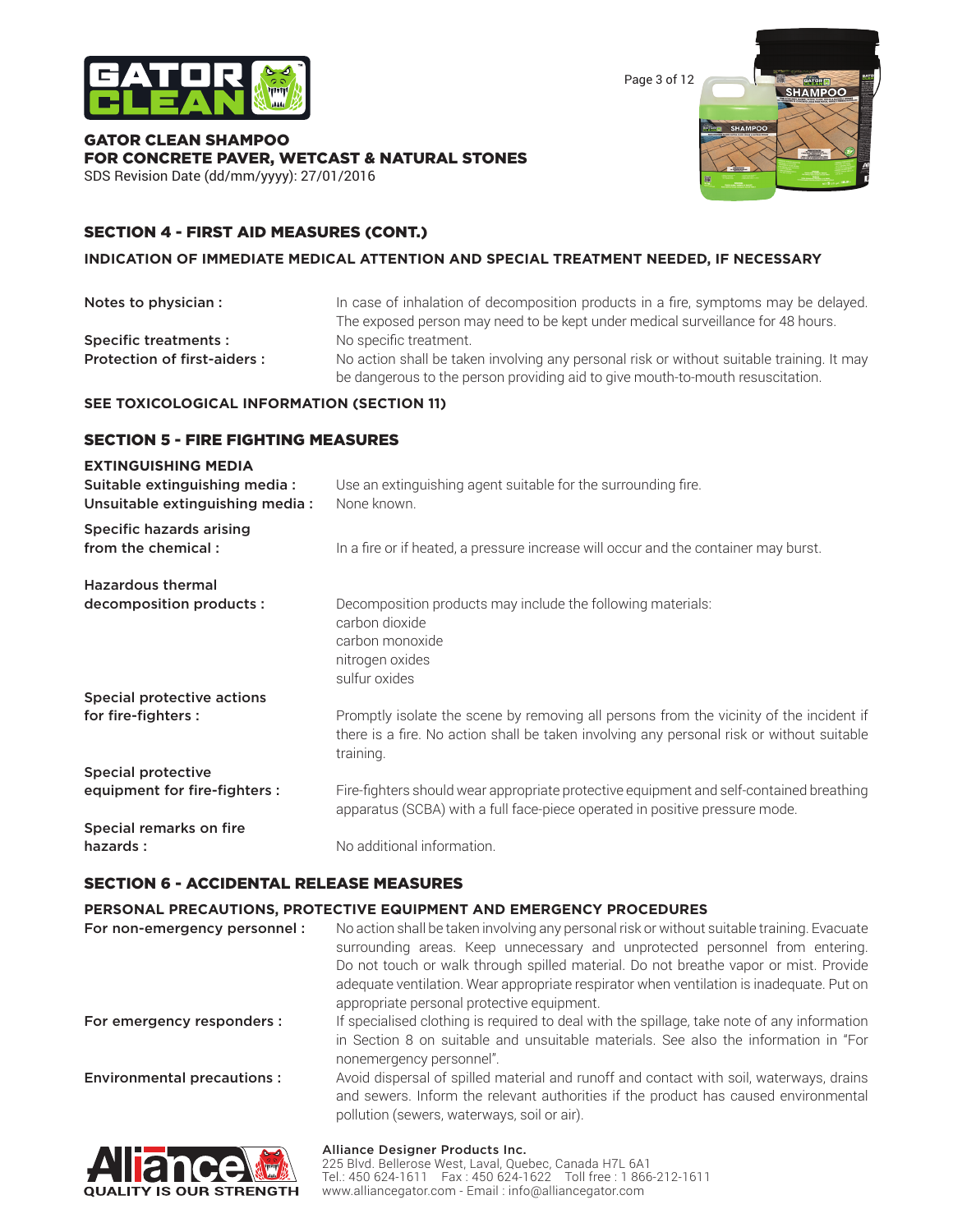## SECTION 4 - FIRST AID MEASURES (CONT.)

### INDICATION OF IMMEDIATE MEDICAL ATTENTION AND SPECIAL TREATMENT NEEDED, IF NECESSARY

**Notes to physician :** In case of inhalation of decomposition products in a fire, symptoms may be delayed. The exposed person may need to be kept under medical surveillance for 48 hours.

**Specific treatments :** No specific treatment.

**Protection of first-aiders :** No action shall be taken involving any personal risk or without suitable training. It may be dangerous to the person providing aid to give mouth-to-mouth resuscitation.

**SEE TOXICOLOGICAL INFORMATION (SECTION 11)**

## SECTION 5 - FIRE FIGHTING MEASURES

### EXTINGUISHING MEDIA

**Suitable extinguishing media :** Use an extinguishing agent suitable for the surrounding fire.

**Unsuitable extinguishing media :** None known.

**Specific hazards arising from the chemical :** In a fire or if heated, a pressure increase will occur and the container may burst.

**Hazardous thermal decomposition products :** Decomposition products may include the following materials:
carbon dioxide
carbon monoxide
nitrogen oxides
sulfur oxides

**Special protective actions for fire-fighters :** Promptly isolate the scene by removing all persons from the vicinity of the incident if there is a fire. No action shall be taken involving any personal risk or without suitable training.

**Special protective equipment for fire-fighters :** Fire-fighters should wear appropriate protective equipment and self-contained breathing apparatus (SCBA) with a full face-piece operated in positive pressure mode.

**Special remarks on fire hazards :** No additional information.

## SECTION 6 - ACCIDENTAL RELEASE MEASURES

### PERSONAL PRECAUTIONS, PROTECTIVE EQUIPMENT AND EMERGENCY PROCEDURES

**For non-emergency personnel :** No action shall be taken involving any personal risk or without suitable training. Evacuate surrounding areas. Keep unnecessary and unprotected personnel from entering. Do not touch or walk through spilled material. Do not breathe vapor or mist. Provide adequate ventilation. Wear appropriate respirator when ventilation is inadequate. Put on appropriate personal protective equipment.

**For emergency responders :** If specialised clothing is required to deal with the spillage, take note of any information in Section 8 on suitable and unsuitable materials. See also the information in "For nonemergency personnel".

**Environmental precautions :** Avoid dispersal of spilled material and runoff and contact with soil, waterways, drains and sewers. Inform the relevant authorities if the product has caused environmental pollution (sewers, waterways, soil or air).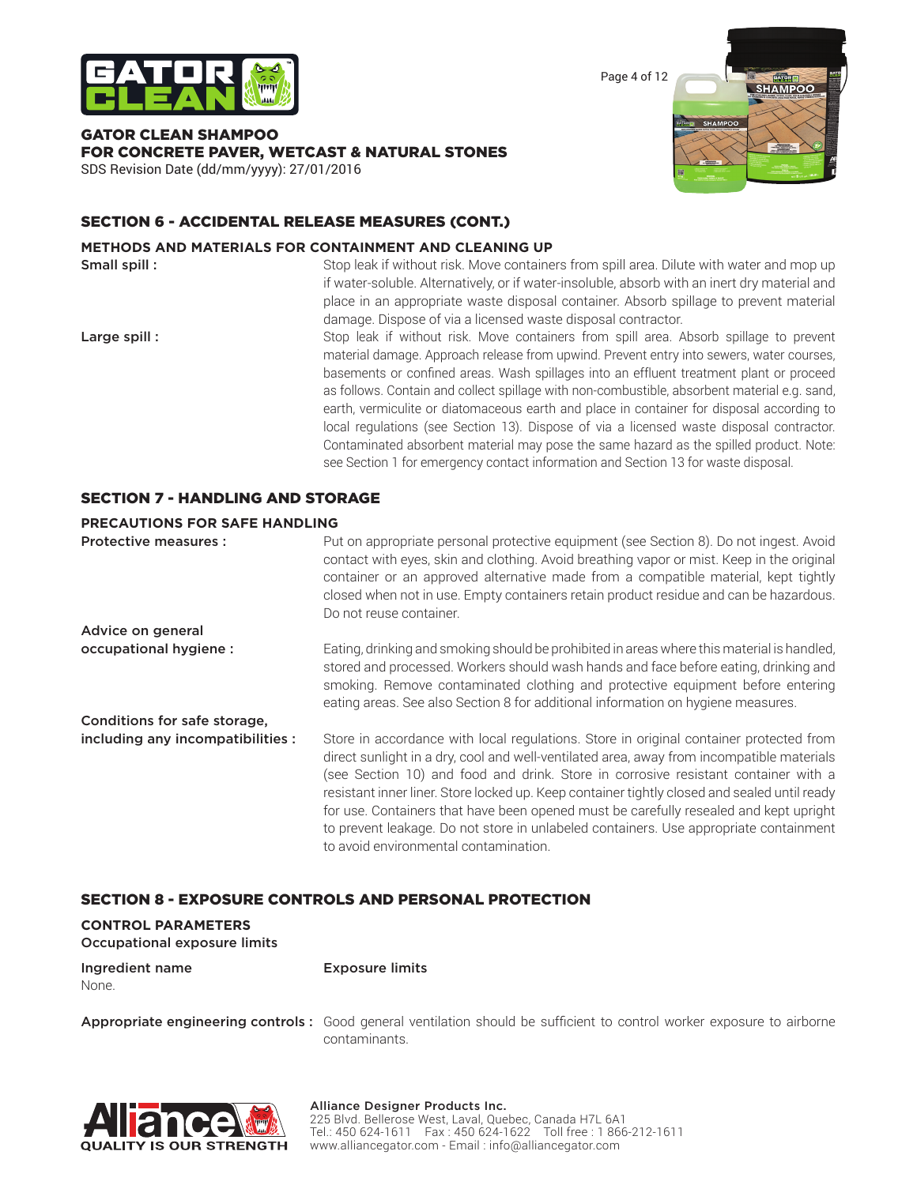## SECTION 6 - ACCIDENTAL RELEASE MEASURES (CONT.)

### METHODS AND MATERIALS FOR CONTAINMENT AND CLEANING UP

**Small spill :** Stop leak if without risk. Move containers from spill area. Dilute with water and mop up if water-soluble. Alternatively, or if water-insoluble, absorb with an inert dry material and place in an appropriate waste disposal container. Absorb spillage to prevent material damage. Dispose of via a licensed waste disposal contractor.

**Large spill :** Stop leak if without risk. Move containers from spill area. Absorb spillage to prevent material damage. Approach release from upwind. Prevent entry into sewers, water courses, basements or confined areas. Wash spillages into an effluent treatment plant or proceed as follows. Contain and collect spillage with non-combustible, absorbent material e.g. sand, earth, vermiculite or diatomaceous earth and place in container for disposal according to local regulations (see Section 13). Dispose of via a licensed waste disposal contractor. Contaminated absorbent material may pose the same hazard as the spilled product. Note: see Section 1 for emergency contact information and Section 13 for waste disposal.

## SECTION 7 - HANDLING AND STORAGE

### PRECAUTIONS FOR SAFE HANDLING

**Protective measures :** Put on appropriate personal protective equipment (see Section 8). Do not ingest. Avoid contact with eyes, skin and clothing. Avoid breathing vapor or mist. Keep in the original container or an approved alternative made from a compatible material, kept tightly closed when not in use. Empty containers retain product residue and can be hazardous. Do not reuse container.

**Advice on general occupational hygiene :** Eating, drinking and smoking should be prohibited in areas where this material is handled, stored and processed. Workers should wash hands and face before eating, drinking and smoking. Remove contaminated clothing and protective equipment before entering eating areas. See also Section 8 for additional information on hygiene measures.

**Conditions for safe storage, including any incompatibilities :** Store in accordance with local regulations. Store in original container protected from direct sunlight in a dry, cool and well-ventilated area, away from incompatible materials (see Section 10) and food and drink. Store in corrosive resistant container with a resistant inner liner. Store locked up. Keep container tightly closed and sealed until ready for use. Containers that have been opened must be carefully resealed and kept upright to prevent leakage. Do not store in unlabeled containers. Use appropriate containment to avoid environmental contamination.

## SECTION 8 - EXPOSURE CONTROLS AND PERSONAL PROTECTION

### CONTROL PARAMETERS

**Occupational exposure limits**

| Ingredient name | Exposure limits |
| --- | --- |
| None. | |

**Appropriate engineering controls :** Good general ventilation should be sufficient to control worker exposure to airborne contaminants.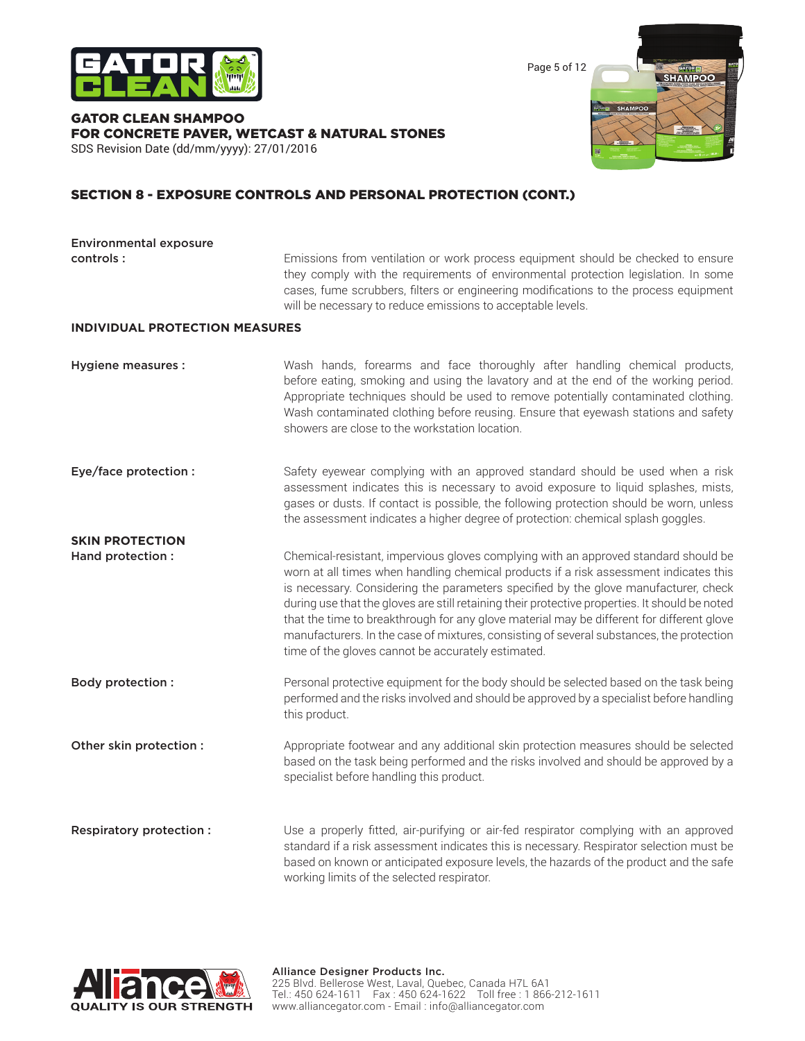## SECTION 8 - EXPOSURE CONTROLS AND PERSONAL PROTECTION (CONT.)

**Environmental exposure controls :** Emissions from ventilation or work process equipment should be checked to ensure they comply with the requirements of environmental protection legislation. In some cases, fume scrubbers, filters or engineering modifications to the process equipment will be necessary to reduce emissions to acceptable levels.

### INDIVIDUAL PROTECTION MEASURES

**Hygiene measures :** Wash hands, forearms and face thoroughly after handling chemical products, before eating, smoking and using the lavatory and at the end of the working period. Appropriate techniques should be used to remove potentially contaminated clothing. Wash contaminated clothing before reusing. Ensure that eyewash stations and safety showers are close to the workstation location.

**Eye/face protection :** Safety eyewear complying with an approved standard should be used when a risk assessment indicates this is necessary to avoid exposure to liquid splashes, mists, gases or dusts. If contact is possible, the following protection should be worn, unless the assessment indicates a higher degree of protection: chemical splash goggles.

### SKIN PROTECTION

**Hand protection :** Chemical-resistant, impervious gloves complying with an approved standard should be worn at all times when handling chemical products if a risk assessment indicates this is necessary. Considering the parameters specified by the glove manufacturer, check during use that the gloves are still retaining their protective properties. It should be noted that the time to breakthrough for any glove material may be different for different glove manufacturers. In the case of mixtures, consisting of several substances, the protection time of the gloves cannot be accurately estimated.

**Body protection :** Personal protective equipment for the body should be selected based on the task being performed and the risks involved and should be approved by a specialist before handling this product.

**Other skin protection :** Appropriate footwear and any additional skin protection measures should be selected based on the task being performed and the risks involved and should be approved by a specialist before handling this product.

**Respiratory protection :** Use a properly fitted, air-purifying or air-fed respirator complying with an approved standard if a risk assessment indicates this is necessary. Respirator selection must be based on known or anticipated exposure levels, the hazards of the product and the safe working limits of the selected respirator.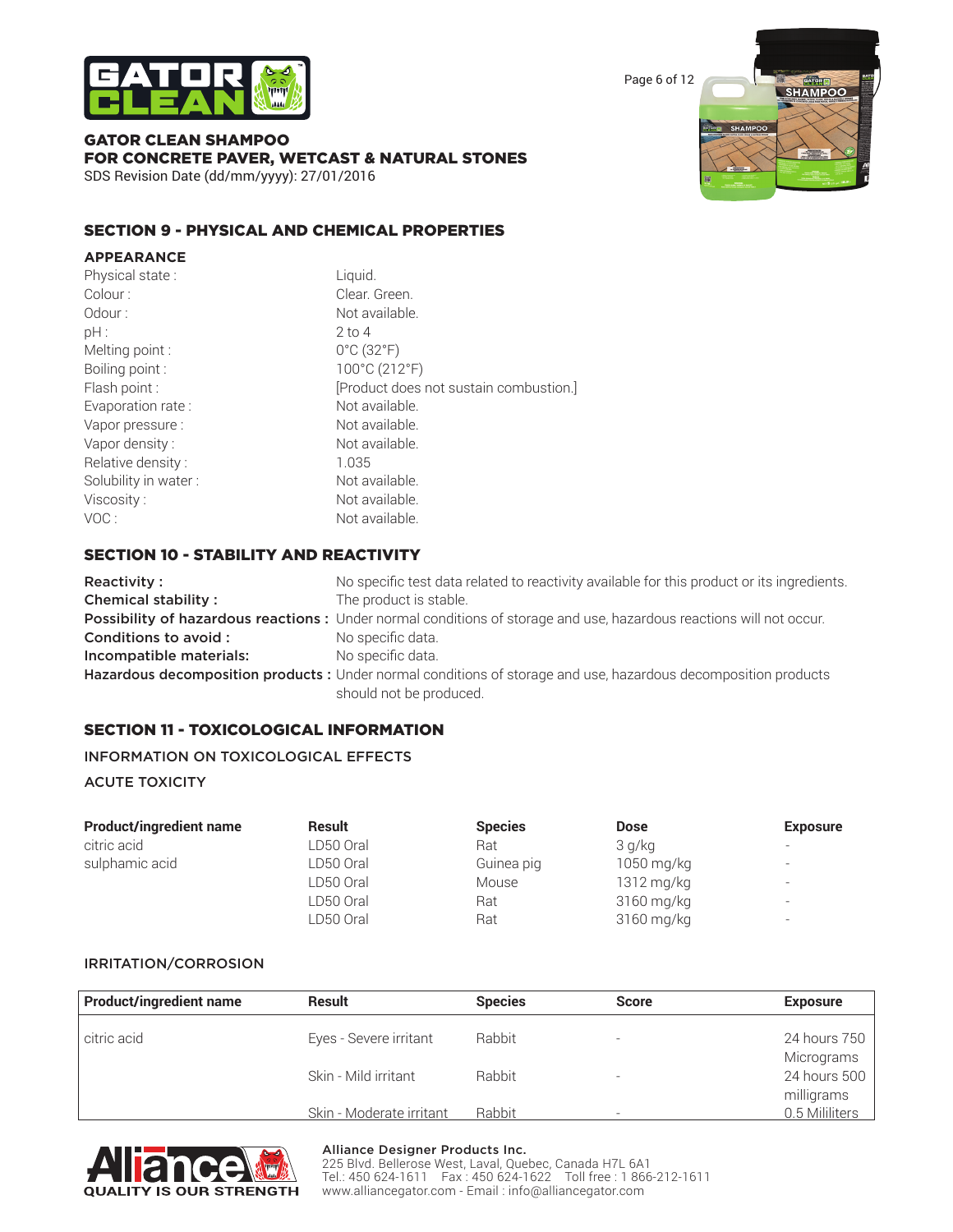## SECTION 9 - PHYSICAL AND CHEMICAL PROPERTIES

### APPEARANCE

| | |
|---|---|
| Physical state : | Liquid. |
| Colour : | Clear. Green. |
| Odour : | Not available. |
| pH : | 2 to 4 |
| Melting point : | 0°C (32°F) |
| Boiling point : | 100°C (212°F) |
| Flash point : | [Product does not sustain combustion.] |
| Evaporation rate : | Not available. |
| Vapor pressure : | Not available. |
| Vapor density : | Not available. |
| Relative density : | 1.035 |
| Solubility in water : | Not available. |
| Viscosity : | Not available. |
| VOC : | Not available. |

## SECTION 10 - STABILITY AND REACTIVITY

**Reactivity :** No specific test data related to reactivity available for this product or its ingredients.

**Chemical stability :** The product is stable.

**Possibility of hazardous reactions :** Under normal conditions of storage and use, hazardous reactions will not occur.

**Conditions to avoid :** No specific data.

**Incompatible materials:** No specific data.

**Hazardous decomposition products :** Under normal conditions of storage and use, hazardous decomposition products should not be produced.

## SECTION 11 - TOXICOLOGICAL INFORMATION

### INFORMATION ON TOXICOLOGICAL EFFECTS

### ACUTE TOXICITY

| Product/ingredient name | Result | Species | Dose | Exposure |
|---|---|---|---|---|
| citric acid | LD50 Oral | Rat | 3 g/kg | - |
| sulphamic acid | LD50 Oral | Guinea pig | 1050 mg/kg | - |
| | LD50 Oral | Mouse | 1312 mg/kg | - |
| | LD50 Oral | Rat | 3160 mg/kg | - |
| | LD50 Oral | Rat | 3160 mg/kg | - |

### IRRITATION/CORROSION

| Product/ingredient name | Result | Species | Score | Exposure |
|---|---|---|---|---|
| citric acid | Eyes - Severe irritant | Rabbit | - | 24 hours 750 Micrograms |
| | Skin - Mild irritant | Rabbit | - | 24 hours 500 milligrams |
| | Skin - Moderate irritant | Rabbit | - | 0.5 Mililiters |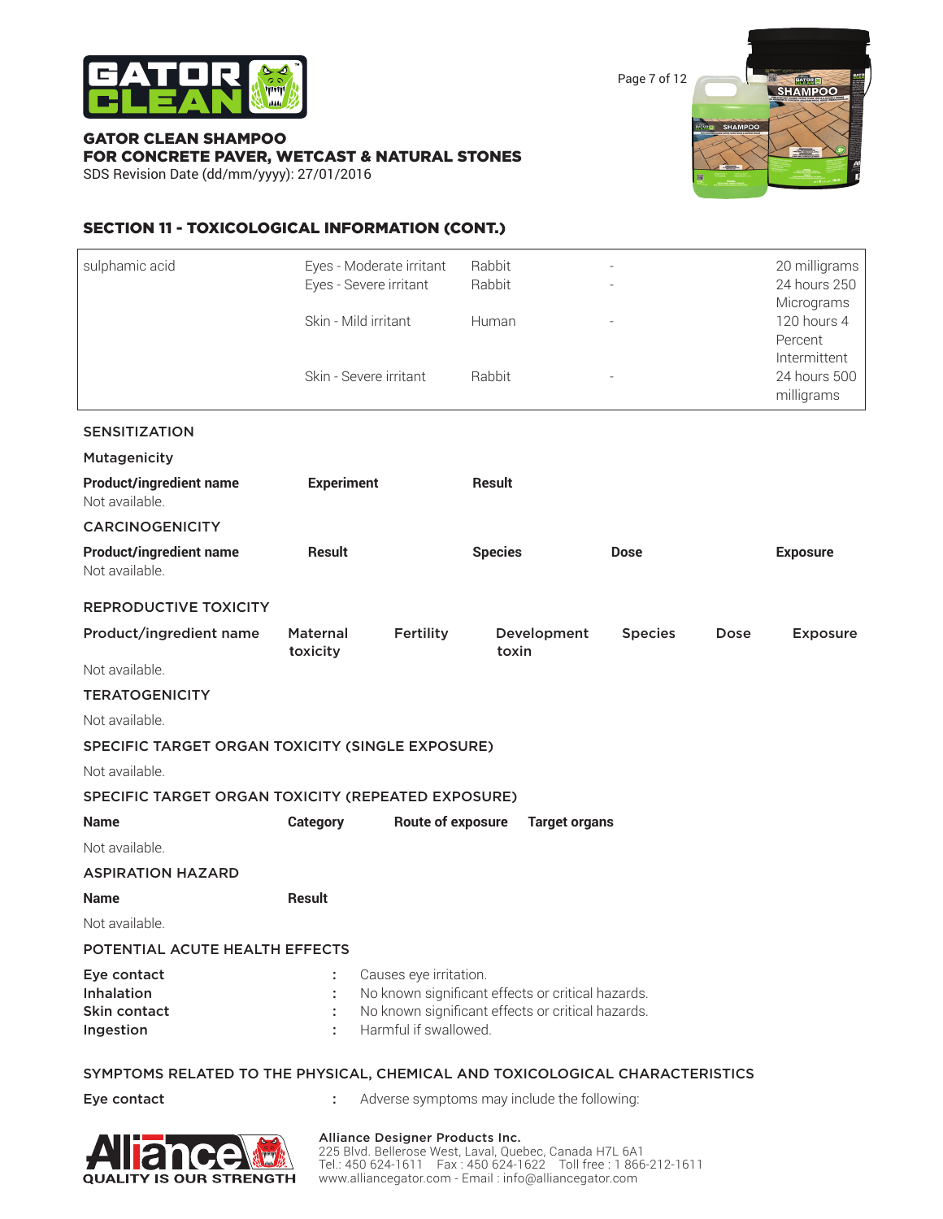## SECTION 11 - TOXICOLOGICAL INFORMATION (CONT.)

| | | | | |
|---|---|---|---|---|
| sulphamic acid | Eyes - Moderate irritant | Rabbit | - | 20 milligrams |
| | Eyes - Severe irritant | Rabbit | - | 24 hours 250 Micrograms |
| | Skin - Mild irritant | Human | - | 120 hours 4 Percent Intermittent |
| | Skin - Severe irritant | Rabbit | - | 24 hours 500 milligrams |

### SENSITIZATION

**Mutagenicity**

| Product/ingredient name | Experiment | Result |
|---|---|---|
| Not available. | | |

### CARCINOGENICITY

| Product/ingredient name | Result | Species | Dose | Exposure |
|---|---|---|---|---|
| Not available. | | | | |

### REPRODUCTIVE TOXICITY

| Product/ingredient name | Maternal toxicity | Fertility | Development toxin | Species | Dose | Exposure |
|---|---|---|---|---|---|---|
| Not available. | | | | | | |

### TERATOGENICITY

Not available.

### SPECIFIC TARGET ORGAN TOXICITY (SINGLE EXPOSURE)

Not available.

### SPECIFIC TARGET ORGAN TOXICITY (REPEATED EXPOSURE)

| Name | Category | Route of exposure | Target organs |
|---|---|---|---|
| Not available. | | | |

### ASPIRATION HAZARD

| Name | Result |
|---|---|
| Not available. | |

### POTENTIAL ACUTE HEALTH EFFECTS

**Eye contact** : Causes eye irritation.
**Inhalation** : No known significant effects or critical hazards.
**Skin contact** : No known significant effects or critical hazards.
**Ingestion** : Harmful if swallowed.

### SYMPTOMS RELATED TO THE PHYSICAL, CHEMICAL AND TOXICOLOGICAL CHARACTERISTICS

**Eye contact** : Adverse symptoms may include the following: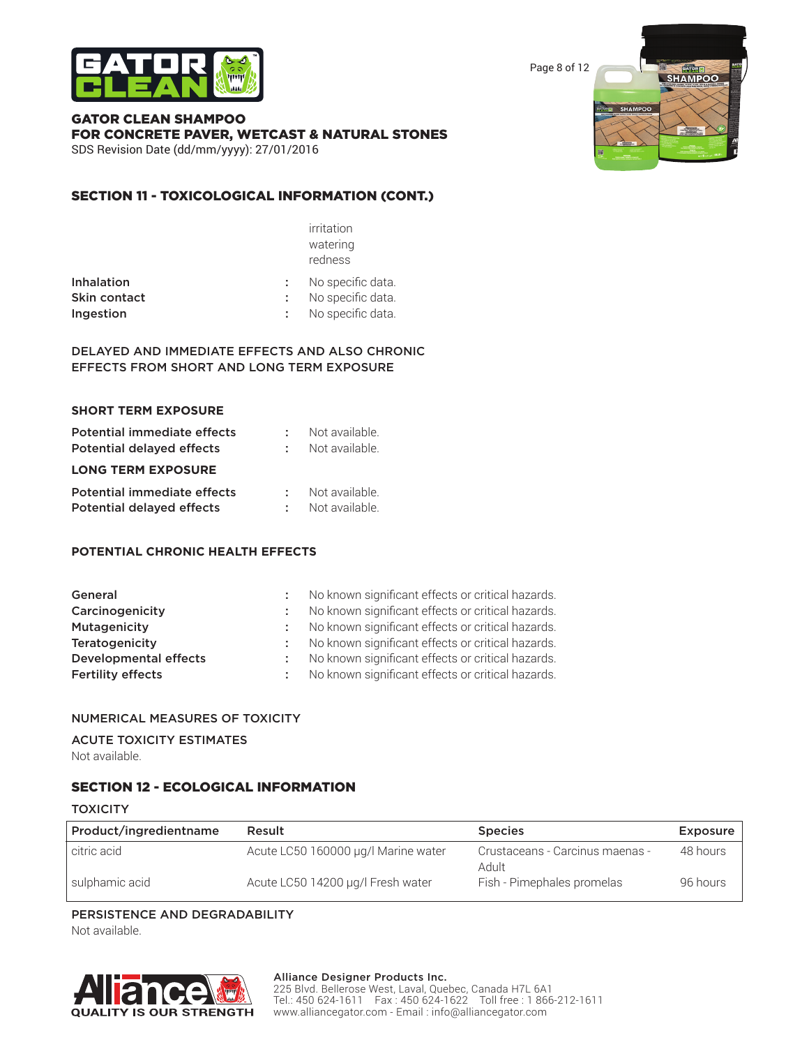## SECTION 11 - TOXICOLOGICAL INFORMATION (CONT.)

irritation
watering
redness

**Inhalation** : No specific data.
**Skin contact** : No specific data.
**Ingestion** : No specific data.

DELAYED AND IMMEDIATE EFFECTS AND ALSO CHRONIC EFFECTS FROM SHORT AND LONG TERM EXPOSURE

**SHORT TERM EXPOSURE**

**Potential immediate effects** : Not available.
**Potential delayed effects** : Not available.

**LONG TERM EXPOSURE**

**Potential immediate effects** : Not available.
**Potential delayed effects** : Not available.

**POTENTIAL CHRONIC HEALTH EFFECTS**

**General** : No known significant effects or critical hazards.
**Carcinogenicity** : No known significant effects or critical hazards.
**Mutagenicity** : No known significant effects or critical hazards.
**Teratogenicity** : No known significant effects or critical hazards.
**Developmental effects** : No known significant effects or critical hazards.
**Fertility effects** : No known significant effects or critical hazards.

NUMERICAL MEASURES OF TOXICITY

ACUTE TOXICITY ESTIMATES
Not available.

## SECTION 12 - ECOLOGICAL INFORMATION

TOXICITY

| Product/ingredientname | Result | Species | Exposure |
|---|---|---|---|
| citric acid | Acute LC50 160000 µg/l Marine water | Crustaceans - Carcinus maenas - Adult | 48 hours |
| sulphamic acid | Acute LC50 14200 µg/l Fresh water | Fish - Pimephales promelas | 96 hours |

PERSISTENCE AND DEGRADABILITY
Not available.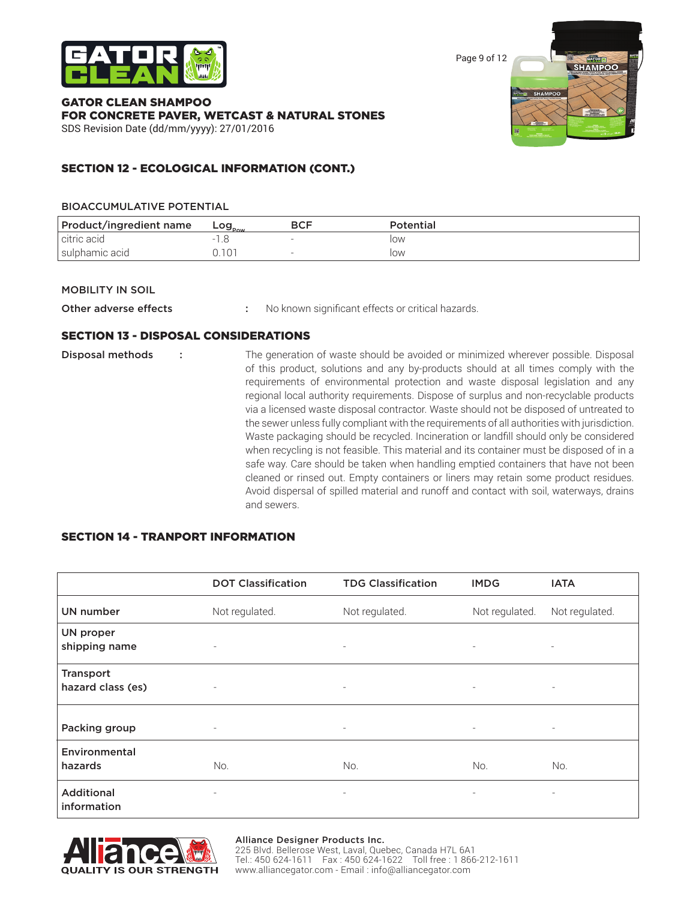## SECTION 12 - ECOLOGICAL INFORMATION (CONT.)

### BIOACCUMULATIVE POTENTIAL

| Product/ingredient name | $Log_{Pow}$ | BCF | Potential |
|---|---|---|---|
| citric acid | -1.8 | - | low |
| sulphamic acid | 0.101 | - | low |

### MOBILITY IN SOIL

**Other adverse effects** : No known significant effects or critical hazards.

## SECTION 13 - DISPOSAL CONSIDERATIONS

**Disposal methods** : The generation of waste should be avoided or minimized wherever possible. Disposal of this product, solutions and any by-products should at all times comply with the requirements of environmental protection and waste disposal legislation and any regional local authority requirements. Dispose of surplus and non-recyclable products via a licensed waste disposal contractor. Waste should not be disposed of untreated to the sewer unless fully compliant with the requirements of all authorities with jurisdiction. Waste packaging should be recycled. Incineration or landfill should only be considered when recycling is not feasible. This material and its container must be disposed of in a safe way. Care should be taken when handling emptied containers that have not been cleaned or rinsed out. Empty containers or liners may retain some product residues. Avoid dispersal of spilled material and runoff and contact with soil, waterways, drains and sewers.

## SECTION 14 - TRANPORT INFORMATION

| | DOT Classification | TDG Classification | IMDG | IATA |
|---|---|---|---|---|
| UN number | Not regulated. | Not regulated. | Not regulated. | Not regulated. |
| UN proper shipping name | - | - | - | - |
| Transport hazard class (es) | - | - | - | - |
| Packing group | - | - | - | - |
| Environmental hazards | No. | No. | No. | No. |
| Additional information | - | - | - | - |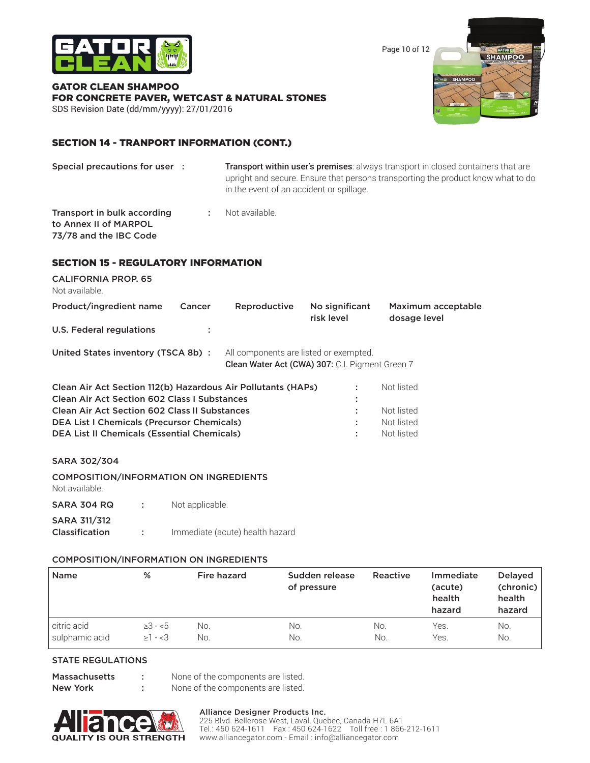## SECTION 14 - TRANPORT INFORMATION (CONT.)

**Special precautions for user :** **Transport within user's premises**: always transport in closed containers that are upright and secure. Ensure that persons transporting the product know what to do in the event of an accident or spillage.

**Transport in bulk according to Annex II of MARPOL 73/78 and the IBC Code :** Not available.

## SECTION 15 - REGULATORY INFORMATION

**CALIFORNIA PROP. 65**

Not available.

| Product/ingredient name | Cancer | Reproductive | No significant risk level | Maximum acceptable dosage level |
|---|---|---|---|---|

**U.S. Federal regulations :**

**United States inventory (TSCA 8b) :** All components are listed or exempted.
**Clean Water Act (CWA) 307:** C.I. Pigment Green 7

| | | |
|---|---|---|
| Clean Air Act Section 112(b) Hazardous Air Pollutants (HAPs) | : | Not listed |
| Clean Air Act Section 602 Class I Substances | : | |
| Clean Air Act Section 602 Class II Substances | : | Not listed |
| DEA List I Chemicals (Precursor Chemicals) | : | Not listed |
| DEA List II Chemicals (Essential Chemicals) | : | Not listed |

**SARA 302/304**

**COMPOSITION/INFORMATION ON INGREDIENTS**

Not available.

**SARA 304 RQ :** Not applicable.

**SARA 311/312 Classification :** Immediate (acute) health hazard

**COMPOSITION/INFORMATION ON INGREDIENTS**

| Name | % | Fire hazard | Sudden release of pressure | Reactive | Immediate (acute) health hazard | Delayed (chronic) health hazard |
|---|---|---|---|---|---|---|
| citric acid | ≥3 - <5 | No. | No. | No. | Yes. | No. |
| sulphamic acid | ≥1 - <3 | No. | No. | No. | Yes. | No. |

**STATE REGULATIONS**

**Massachusetts :** None of the components are listed.
**New York :** None of the components are listed.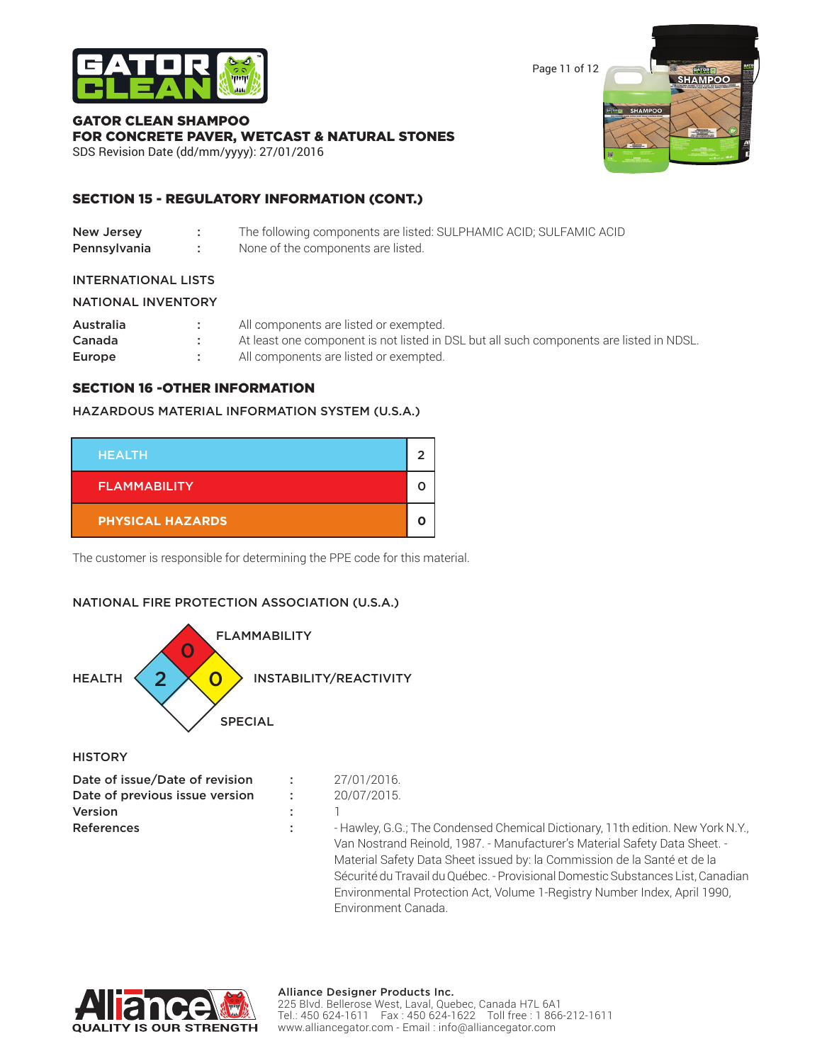**GATOR CLEAN SHAMPOO**
**FOR CONCRETE PAVER, WETCAST & NATURAL STONES**
SDS Revision Date (dd/mm/yyyy): 27/01/2016

## SECTION 15 - REGULATORY INFORMATION (CONT.)

| | | |
|---|---|---|
| **New Jersey** | : | The following components are listed: SULPHAMIC ACID; SULFAMIC ACID |
| **Pennsylvania** | : | None of the components are listed. |

INTERNATIONAL LISTS

NATIONAL INVENTORY

| | | |
|---|---|---|
| **Australia** | : | All components are listed or exempted. |
| **Canada** | : | At least one component is not listed in DSL but all such components are listed in NDSL. |
| **Europe** | : | All components are listed or exempted. |

## SECTION 16 -OTHER INFORMATION

HAZARDOUS MATERIAL INFORMATION SYSTEM (U.S.A.)

| | |
|---|---|
| HEALTH | 2 |
| FLAMMABILITY | 0 |
| PHYSICAL HAZARDS | 0 |

The customer is responsible for determining the PPE code for this material.

NATIONAL FIRE PROTECTION ASSOCIATION (U.S.A.)

| | |
|---|---|
| HEALTH | 2 |
| FLAMMABILITY | 0 |
| INSTABILITY/REACTIVITY | 0 |
| SPECIAL | |

HISTORY

| | | |
|---|---|---|
| **Date of issue/Date of revision** | : | 27/01/2016. |
| **Date of previous issue version** | : | 20/07/2015. |
| **Version** | : | 1 |
| **References** | : | - Hawley, G.G.; The Condensed Chemical Dictionary, 11th edition. New York N.Y., Van Nostrand Reinold, 1987. - Manufacturer's Material Safety Data Sheet. - Material Safety Data Sheet issued by: la Commission de la Santé et de la Sécurité du Travail du Québec. - Provisional Domestic Substances List, Canadian Environmental Protection Act, Volume 1-Registry Number Index, April 1990, Environment Canada. |

**Alliance Designer Products Inc.**
225 Blvd. Bellerose West, Laval, Quebec, Canada H7L 6A1
Tel.: 450 624-1611 Fax : 450 624-1622 Toll free : 1 866-212-1611
www.alliancegator.com - Email : info@alliancegator.com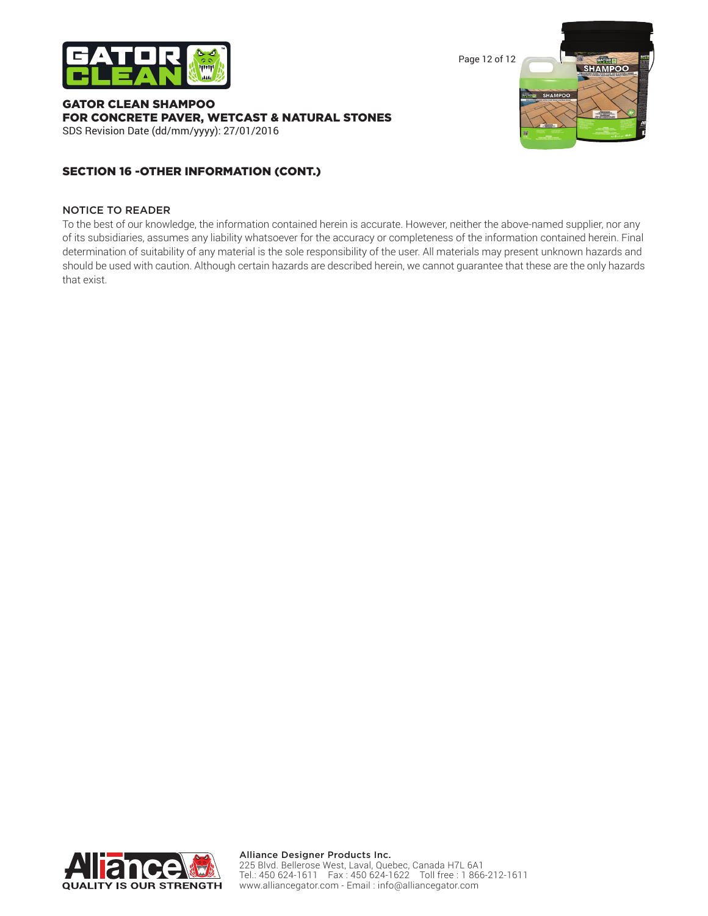## SECTION 16 -OTHER INFORMATION (CONT.)

### NOTICE TO READER

To the best of our knowledge, the information contained herein is accurate. However, neither the above-named supplier, nor any of its subsidiaries, assumes any liability whatsoever for the accuracy or completeness of the information contained herein. Final determination of suitability of any material is the sole responsibility of the user. All materials may present unknown hazards and should be used with caution. Although certain hazards are described herein, we cannot guarantee that these are the only hazards that exist.